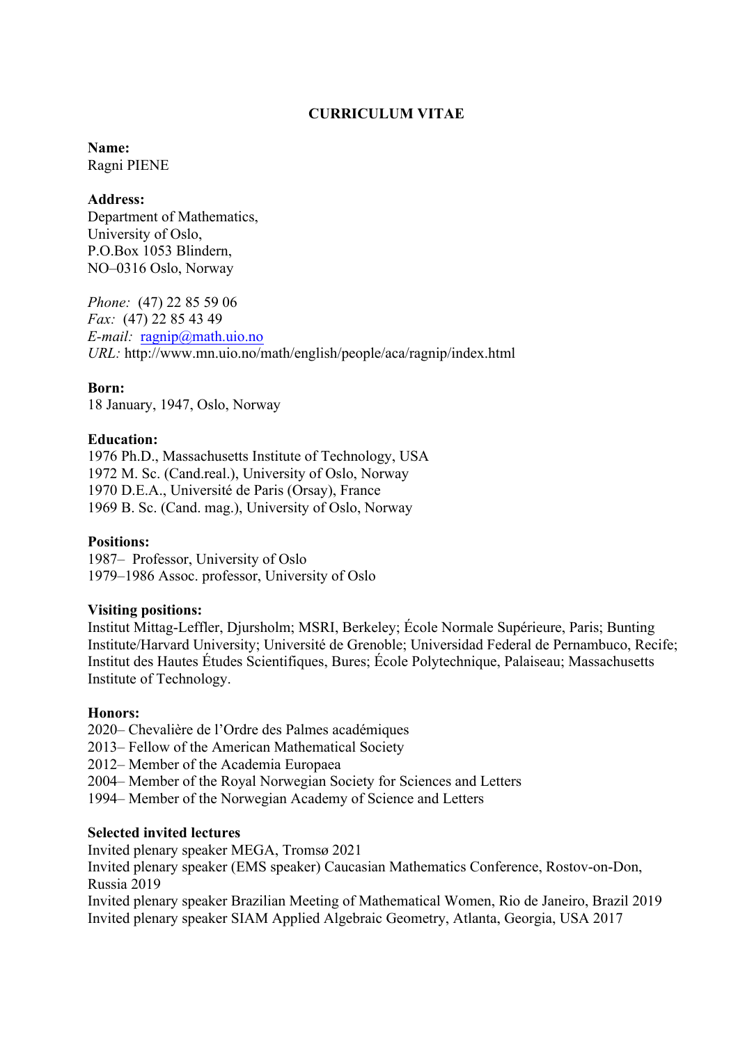# CURRICULUM VITAE

**Name:**
Ragni PIENE

**Address:**
Department of Mathematics,
University of Oslo,
P.O.Box 1053 Blindern,
NO–0316 Oslo, Norway

*Phone:* (47) 22 85 59 06
*Fax:* (47) 22 85 43 49
*E-mail:* ragnip@math.uio.no
*URL:* http://www.mn.uio.no/math/english/people/aca/ragnip/index.html

**Born:**
18 January, 1947, Oslo, Norway

**Education:**
1976 Ph.D., Massachusetts Institute of Technology, USA
1972 M. Sc. (Cand.real.), University of Oslo, Norway
1970 D.E.A., Université de Paris (Orsay), France
1969 B. Sc. (Cand. mag.), University of Oslo, Norway

**Positions:**
1987– Professor, University of Oslo
1979–1986 Assoc. professor, University of Oslo

**Visiting positions:**
Institut Mittag-Leffler, Djursholm; MSRI, Berkeley; École Normale Supérieure, Paris; Bunting Institute/Harvard University; Université de Grenoble; Universidad Federal de Pernambuco, Recife; Institut des Hautes Études Scientifiques, Bures; École Polytechnique, Palaiseau; Massachusetts Institute of Technology.

**Honors:**
2020– Chevalière de l'Ordre des Palmes académiques
2013– Fellow of the American Mathematical Society
2012– Member of the Academia Europaea
2004– Member of the Royal Norwegian Society for Sciences and Letters
1994– Member of the Norwegian Academy of Science and Letters

**Selected invited lectures**
Invited plenary speaker MEGA, Tromsø 2021
Invited plenary speaker (EMS speaker) Caucasian Mathematics Conference, Rostov-on-Don, Russia 2019
Invited plenary speaker Brazilian Meeting of Mathematical Women, Rio de Janeiro, Brazil 2019
Invited plenary speaker SIAM Applied Algebraic Geometry, Atlanta, Georgia, USA 2017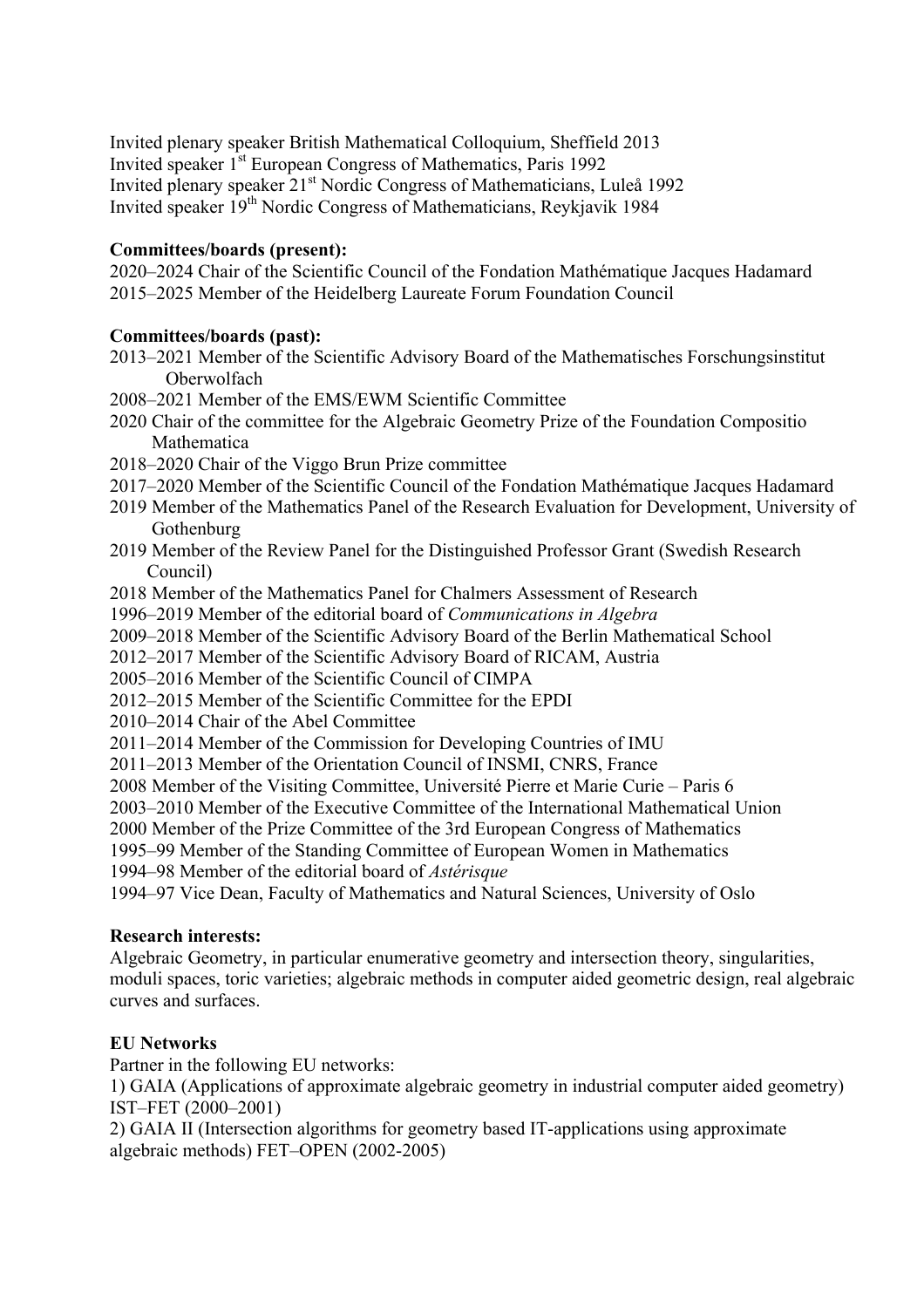Invited plenary speaker British Mathematical Colloquium, Sheffield 2013
Invited speaker 1st European Congress of Mathematics, Paris 1992
Invited plenary speaker 21st Nordic Congress of Mathematicians, Luleå 1992
Invited speaker 19th Nordic Congress of Mathematicians, Reykjavik 1984

**Committees/boards (present):**
2020–2024 Chair of the Scientific Council of the Fondation Mathématique Jacques Hadamard
2015–2025 Member of the Heidelberg Laureate Forum Foundation Council

**Committees/boards (past):**
2013–2021 Member of the Scientific Advisory Board of the Mathematisches Forschungsinstitut Oberwolfach
2008–2021 Member of the EMS/EWM Scientific Committee
2020 Chair of the committee for the Algebraic Geometry Prize of the Foundation Compositio Mathematica
2018–2020 Chair of the Viggo Brun Prize committee
2017–2020 Member of the Scientific Council of the Fondation Mathématique Jacques Hadamard
2019 Member of the Mathematics Panel of the Research Evaluation for Development, University of Gothenburg
2019 Member of the Review Panel for the Distinguished Professor Grant (Swedish Research Council)
2018 Member of the Mathematics Panel for Chalmers Assessment of Research
1996–2019 Member of the editorial board of *Communications in Algebra*
2009–2018 Member of the Scientific Advisory Board of the Berlin Mathematical School
2012–2017 Member of the Scientific Advisory Board of RICAM, Austria
2005–2016 Member of the Scientific Council of CIMPA
2012–2015 Member of the Scientific Committee for the EPDI
2010–2014 Chair of the Abel Committee
2011–2014 Member of the Commission for Developing Countries of IMU
2011–2013 Member of the Orientation Council of INSMI, CNRS, France
2008 Member of the Visiting Committee, Université Pierre et Marie Curie – Paris 6
2003–2010 Member of the Executive Committee of the International Mathematical Union
2000 Member of the Prize Committee of the 3rd European Congress of Mathematics
1995–99 Member of the Standing Committee of European Women in Mathematics
1994–98 Member of the editorial board of *Astérisque*
1994–97 Vice Dean, Faculty of Mathematics and Natural Sciences, University of Oslo

**Research interests:**
Algebraic Geometry, in particular enumerative geometry and intersection theory, singularities, moduli spaces, toric varieties; algebraic methods in computer aided geometric design, real algebraic curves and surfaces.

**EU Networks**
Partner in the following EU networks:
1) GAIA (Applications of approximate algebraic geometry in industrial computer aided geometry) IST–FET (2000–2001)
2) GAIA II (Intersection algorithms for geometry based IT-applications using approximate algebraic methods) FET–OPEN (2002-2005)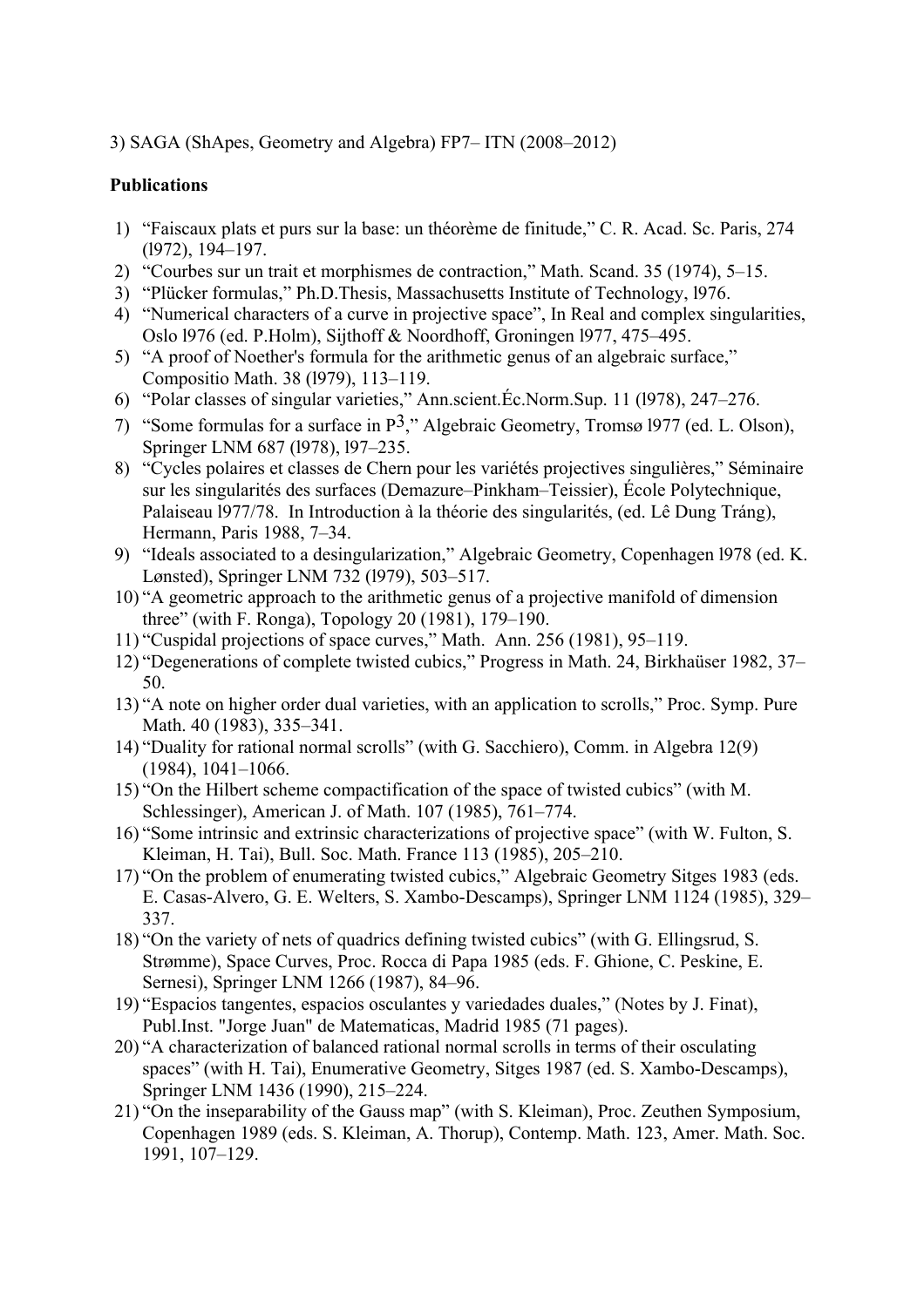3) SAGA (ShApes, Geometry and Algebra) FP7– ITN (2008–2012)

**Publications**

1) "Faiscaux plats et purs sur la base: un théorème de finitude," C. R. Acad. Sc. Paris, 274 (l972), 194–197.
2) "Courbes sur un trait et morphismes de contraction," Math. Scand. 35 (1974), 5–15.
3) "Plücker formulas," Ph.D.Thesis, Massachusetts Institute of Technology, l976.
4) "Numerical characters of a curve in projective space", In Real and complex singularities, Oslo l976 (ed. P.Holm), Sijthoff & Noordhoff, Groningen l977, 475–495.
5) "A proof of Noether's formula for the arithmetic genus of an algebraic surface," Compositio Math. 38 (l979), 113–119.
6) "Polar classes of singular varieties," Ann.scient.Éc.Norm.Sup. 11 (l978), 247–276.
7) "Some formulas for a surface in $P^3$," Algebraic Geometry, Tromsø l977 (ed. L. Olson), Springer LNM 687 (l978), l97–235.
8) "Cycles polaires et classes de Chern pour les variétés projectives singulières," Séminaire sur les singularités des surfaces (Demazure–Pinkham–Teissier), École Polytechnique, Palaiseau l977/78. In Introduction à la théorie des singularités, (ed. Lê Dung Tráng), Hermann, Paris 1988, 7–34.
9) "Ideals associated to a desingularization," Algebraic Geometry, Copenhagen l978 (ed. K. Lønsted), Springer LNM 732 (l979), 503–517.
10) "A geometric approach to the arithmetic genus of a projective manifold of dimension three" (with F. Ronga), Topology 20 (1981), 179–190.
11) "Cuspidal projections of space curves," Math. Ann. 256 (1981), 95–119.
12) "Degenerations of complete twisted cubics," Progress in Math. 24, Birkhaüser 1982, 37–50.
13) "A note on higher order dual varieties, with an application to scrolls," Proc. Symp. Pure Math. 40 (1983), 335–341.
14) "Duality for rational normal scrolls" (with G. Sacchiero), Comm. in Algebra 12(9) (1984), 1041–1066.
15) "On the Hilbert scheme compactification of the space of twisted cubics" (with M. Schlessinger), American J. of Math. 107 (1985), 761–774.
16) "Some intrinsic and extrinsic characterizations of projective space" (with W. Fulton, S. Kleiman, H. Tai), Bull. Soc. Math. France 113 (1985), 205–210.
17) "On the problem of enumerating twisted cubics," Algebraic Geometry Sitges 1983 (eds. E. Casas-Alvero, G. E. Welters, S. Xambo-Descamps), Springer LNM 1124 (1985), 329–337.
18) "On the variety of nets of quadrics defining twisted cubics" (with G. Ellingsrud, S. Strømme), Space Curves, Proc. Rocca di Papa 1985 (eds. F. Ghione, C. Peskine, E. Sernesi), Springer LNM 1266 (1987), 84–96.
19) "Espacios tangentes, espacios osculantes y variedades duales," (Notes by J. Finat), Publ.Inst. "Jorge Juan" de Matematicas, Madrid 1985 (71 pages).
20) "A characterization of balanced rational normal scrolls in terms of their osculating spaces" (with H. Tai), Enumerative Geometry, Sitges 1987 (ed. S. Xambo-Descamps), Springer LNM 1436 (1990), 215–224.
21) "On the inseparability of the Gauss map" (with S. Kleiman), Proc. Zeuthen Symposium, Copenhagen 1989 (eds. S. Kleiman, A. Thorup), Contemp. Math. 123, Amer. Math. Soc. 1991, 107–129.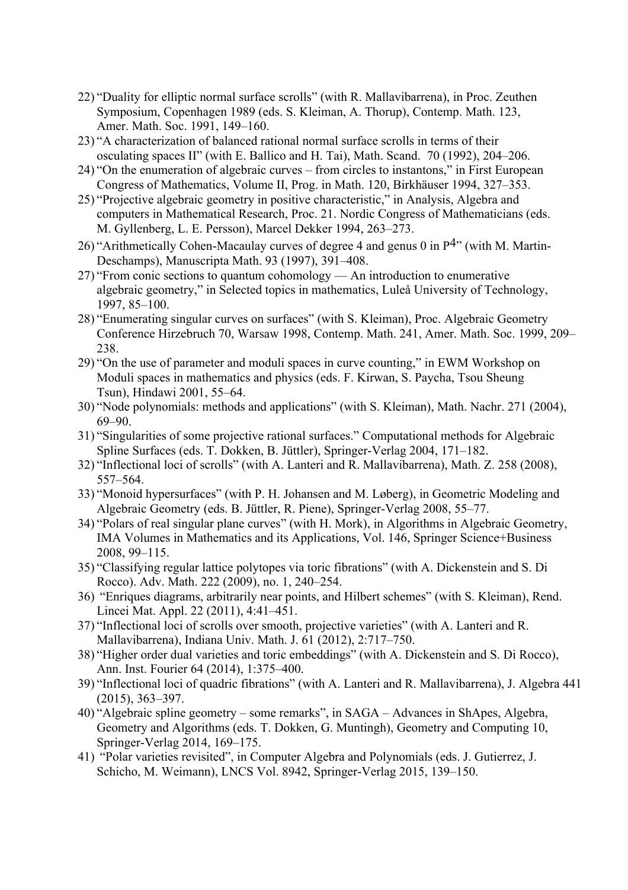22) "Duality for elliptic normal surface scrolls" (with R. Mallavibarrena), in Proc. Zeuthen Symposium, Copenhagen 1989 (eds. S. Kleiman, A. Thorup), Contemp. Math. 123, Amer. Math. Soc. 1991, 149–160.
23) "A characterization of balanced rational normal surface scrolls in terms of their osculating spaces II" (with E. Ballico and H. Tai), Math. Scand. 70 (1992), 204–206.
24) "On the enumeration of algebraic curves – from circles to instantons," in First European Congress of Mathematics, Volume II, Prog. in Math. 120, Birkhäuser 1994, 327–353.
25) "Projective algebraic geometry in positive characteristic," in Analysis, Algebra and computers in Mathematical Research, Proc. 21. Nordic Congress of Mathematicians (eds. M. Gyllenberg, L. E. Persson), Marcel Dekker 1994, 263–273.
26) "Arithmetically Cohen-Macaulay curves of degree 4 and genus 0 in $P^4$" (with M. Martin-Deschamps), Manuscripta Math. 93 (1997), 391–408.
27) "From conic sections to quantum cohomology — An introduction to enumerative algebraic geometry," in Selected topics in mathematics, Luleå University of Technology, 1997, 85–100.
28) "Enumerating singular curves on surfaces" (with S. Kleiman), Proc. Algebraic Geometry Conference Hirzebruch 70, Warsaw 1998, Contemp. Math. 241, Amer. Math. Soc. 1999, 209–238.
29) "On the use of parameter and moduli spaces in curve counting," in EWM Workshop on Moduli spaces in mathematics and physics (eds. F. Kirwan, S. Paycha, Tsou Sheung Tsun), Hindawi 2001, 55–64.
30) "Node polynomials: methods and applications" (with S. Kleiman), Math. Nachr. 271 (2004), 69–90.
31) "Singularities of some projective rational surfaces." Computational methods for Algebraic Spline Surfaces (eds. T. Dokken, B. Jüttler), Springer-Verlag 2004, 171–182.
32) "Inflectional loci of scrolls" (with A. Lanteri and R. Mallavibarrena), Math. Z. 258 (2008), 557–564.
33) "Monoid hypersurfaces" (with P. H. Johansen and M. Løberg), in Geometric Modeling and Algebraic Geometry (eds. B. Jüttler, R. Piene), Springer-Verlag 2008, 55–77.
34) "Polars of real singular plane curves" (with H. Mork), in Algorithms in Algebraic Geometry, IMA Volumes in Mathematics and its Applications, Vol. 146, Springer Science+Business 2008, 99–115.
35) "Classifying regular lattice polytopes via toric fibrations" (with A. Dickenstein and S. Di Rocco). Adv. Math. 222 (2009), no. 1, 240–254.
36) "Enriques diagrams, arbitrarily near points, and Hilbert schemes" (with S. Kleiman), Rend. Lincei Mat. Appl. 22 (2011), 4:41–451.
37) "Inflectional loci of scrolls over smooth, projective varieties" (with A. Lanteri and R. Mallavibarrena), Indiana Univ. Math. J. 61 (2012), 2:717–750.
38) "Higher order dual varieties and toric embeddings" (with A. Dickenstein and S. Di Rocco), Ann. Inst. Fourier 64 (2014), 1:375–400.
39) "Inflectional loci of quadric fibrations" (with A. Lanteri and R. Mallavibarrena), J. Algebra 441 (2015), 363–397.
40) "Algebraic spline geometry – some remarks", in SAGA – Advances in ShApes, Algebra, Geometry and Algorithms (eds. T. Dokken, G. Muntingh), Geometry and Computing 10, Springer-Verlag 2014, 169–175.
41) "Polar varieties revisited", in Computer Algebra and Polynomials (eds. J. Gutierrez, J. Schicho, M. Weimann), LNCS Vol. 8942, Springer-Verlag 2015, 139–150.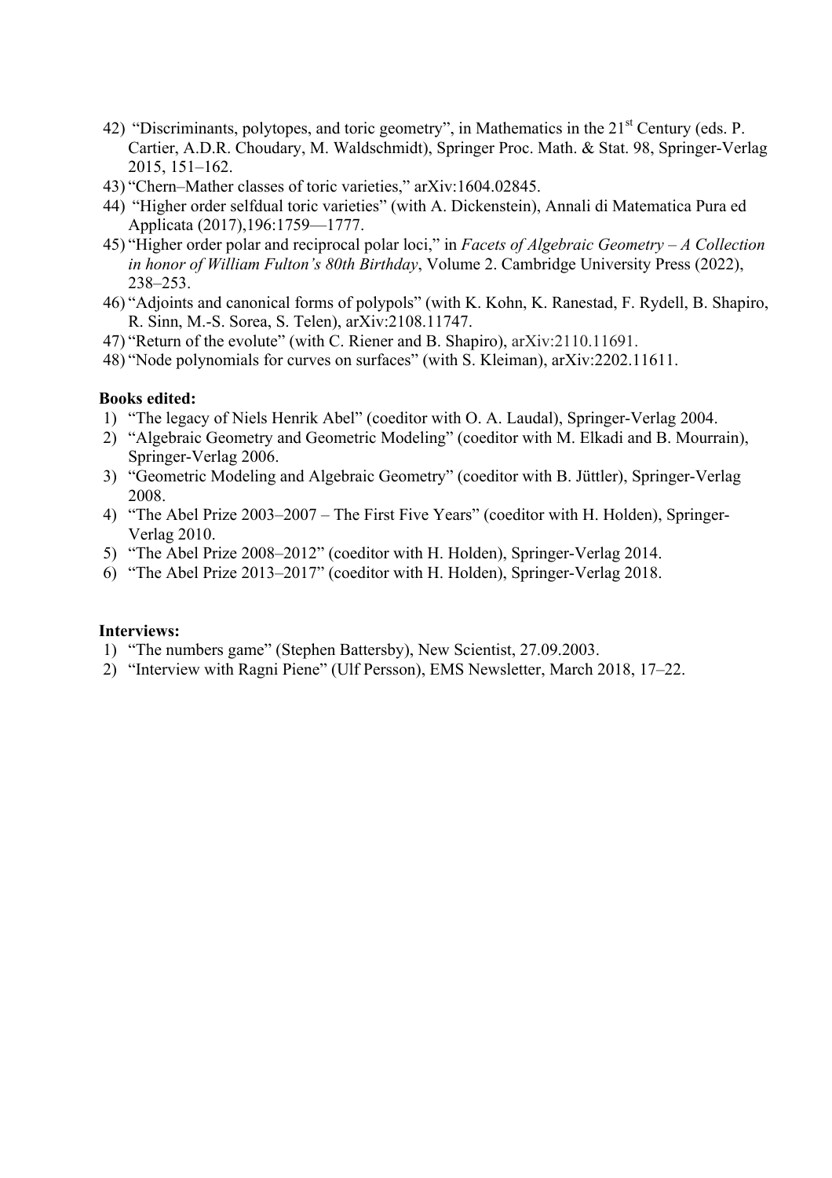42) "Discriminants, polytopes, and toric geometry", in Mathematics in the 21st Century (eds. P. Cartier, A.D.R. Choudary, M. Waldschmidt), Springer Proc. Math. & Stat. 98, Springer-Verlag 2015, 151–162.
43) "Chern–Mather classes of toric varieties," arXiv:1604.02845.
44) "Higher order selfdual toric varieties" (with A. Dickenstein), Annali di Matematica Pura ed Applicata (2017),196:1759—1777.
45) "Higher order polar and reciprocal polar loci," in *Facets of Algebraic Geometry – A Collection in honor of William Fulton's 80th Birthday*, Volume 2. Cambridge University Press (2022), 238–253.
46) "Adjoints and canonical forms of polypols" (with K. Kohn, K. Ranestad, F. Rydell, B. Shapiro, R. Sinn, M.-S. Sorea, S. Telen), arXiv:2108.11747.
47) "Return of the evolute" (with C. Riener and B. Shapiro), arXiv:2110.11691.
48) "Node polynomials for curves on surfaces" (with S. Kleiman), arXiv:2202.11611.

**Books edited:**

1) "The legacy of Niels Henrik Abel" (coeditor with O. A. Laudal), Springer-Verlag 2004.
2) "Algebraic Geometry and Geometric Modeling" (coeditor with M. Elkadi and B. Mourrain), Springer-Verlag 2006.
3) "Geometric Modeling and Algebraic Geometry" (coeditor with B. Jüttler), Springer-Verlag 2008.
4) "The Abel Prize 2003–2007 – The First Five Years" (coeditor with H. Holden), Springer-Verlag 2010.
5) "The Abel Prize 2008–2012" (coeditor with H. Holden), Springer-Verlag 2014.
6) "The Abel Prize 2013–2017" (coeditor with H. Holden), Springer-Verlag 2018.

**Interviews:**

1) "The numbers game" (Stephen Battersby), New Scientist, 27.09.2003.
2) "Interview with Ragni Piene" (Ulf Persson), EMS Newsletter, March 2018, 17–22.